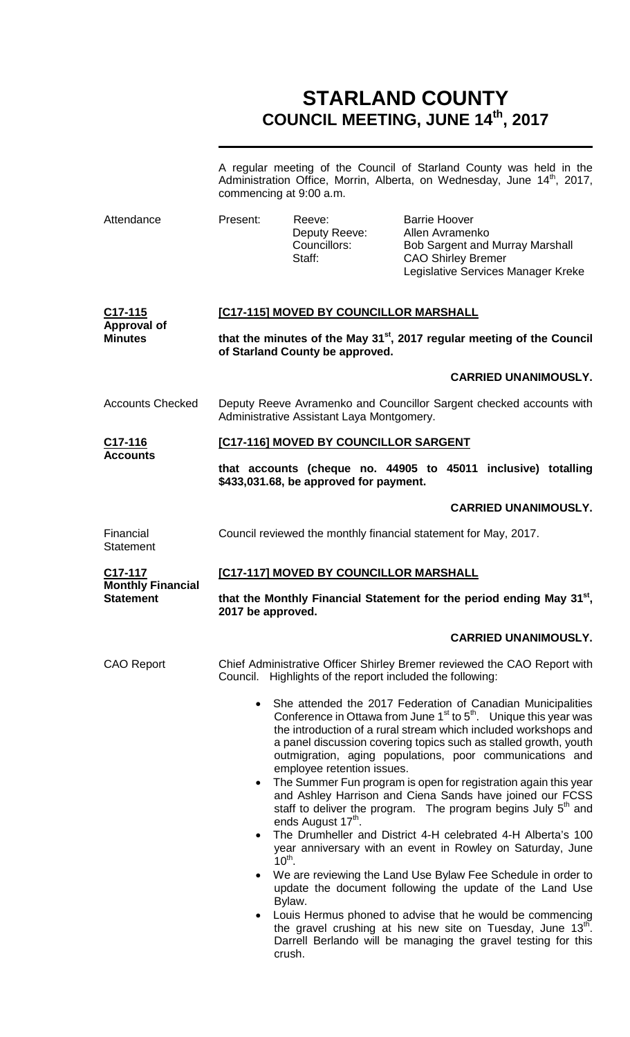# STARLAND COUNTY
## COUNCIL MEETING, JUNE 14th, 2017

A regular meeting of the Council of Starland County was held in the Administration Office, Morrin, Alberta, on Wednesday, June 14th, 2017, commencing at 9:00 a.m.

| Attendance | Present: | Reeve: | Barrie Hoover |
|---|---|---|---|
| | | Deputy Reeve: | Allen Avramenko |
| | | Councillors: | Bob Sargent and Murray Marshall |
| | | Staff: | CAO Shirley Bremer |
| | | | Legislative Services Manager Kreke |

**C17-115**
**Approval of Minutes**

**[C17-115] MOVED BY COUNCILLOR MARSHALL**

**that the minutes of the May 31st, 2017 regular meeting of the Council of Starland County be approved.**

**CARRIED UNANIMOUSLY.**

Accounts Checked

Deputy Reeve Avramenko and Councillor Sargent checked accounts with Administrative Assistant Laya Montgomery.

**C17-116**
**Accounts**

**[C17-116] MOVED BY COUNCILLOR SARGENT**

**that accounts (cheque no. 44905 to 45011 inclusive) totalling $433,031.68, be approved for payment.**

**CARRIED UNANIMOUSLY.**

Financial Statement

Council reviewed the monthly financial statement for May, 2017.

**C17-117**
**Monthly Financial Statement**

**[C17-117] MOVED BY COUNCILLOR MARSHALL**

**that the Monthly Financial Statement for the period ending May 31st, 2017 be approved.**

**CARRIED UNANIMOUSLY.**

CAO Report

Chief Administrative Officer Shirley Bremer reviewed the CAO Report with Council. Highlights of the report included the following:

- She attended the 2017 Federation of Canadian Municipalities Conference in Ottawa from June 1st to 5th. Unique this year was the introduction of a rural stream which included workshops and a panel discussion covering topics such as stalled growth, youth outmigration, aging populations, poor communications and employee retention issues.
- The Summer Fun program is open for registration again this year and Ashley Harrison and Ciena Sands have joined our FCSS staff to deliver the program. The program begins July 5th and ends August 17th.
- The Drumheller and District 4-H celebrated 4-H Alberta's 100 year anniversary with an event in Rowley on Saturday, June 10th.
- We are reviewing the Land Use Bylaw Fee Schedule in order to update the document following the update of the Land Use Bylaw.
- Louis Hermus phoned to advise that he would be commencing the gravel crushing at his new site on Tuesday, June 13th. Darrell Berlando will be managing the gravel testing for this crush.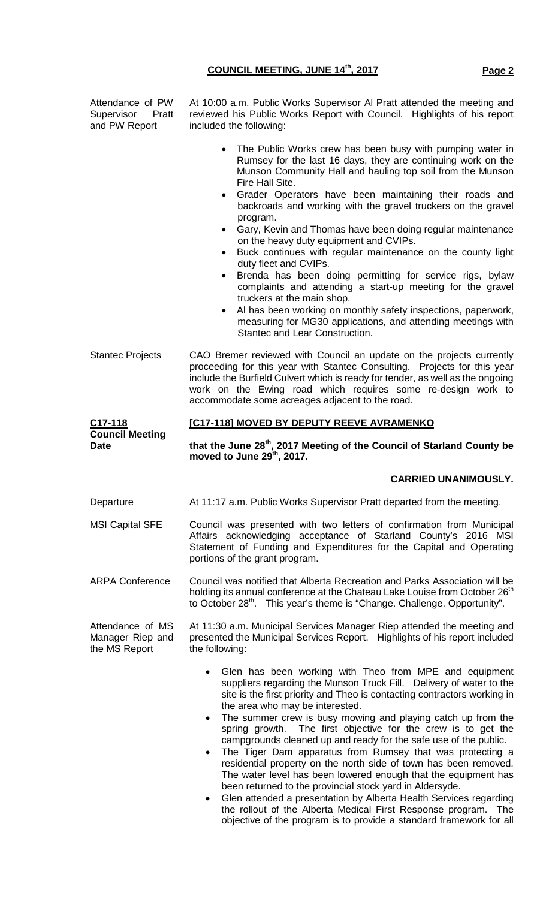**Attendance of PW Supervisor Pratt and PW Report**

At 10:00 a.m. Public Works Supervisor Al Pratt attended the meeting and reviewed his Public Works Report with Council. Highlights of his report included the following:

- The Public Works crew has been busy with pumping water in Rumsey for the last 16 days, they are continuing work on the Munson Community Hall and hauling top soil from the Munson Fire Hall Site.
- Grader Operators have been maintaining their roads and backroads and working with the gravel truckers on the gravel program.
- Gary, Kevin and Thomas have been doing regular maintenance on the heavy duty equipment and CVIPs.
- Buck continues with regular maintenance on the county light duty fleet and CVIPs.
- Brenda has been doing permitting for service rigs, bylaw complaints and attending a start-up meeting for the gravel truckers at the main shop.
- Al has been working on monthly safety inspections, paperwork, measuring for MG30 applications, and attending meetings with Stantec and Lear Construction.

**Stantec Projects**

CAO Bremer reviewed with Council an update on the projects currently proceeding for this year with Stantec Consulting. Projects for this year include the Burfield Culvert which is ready for tender, as well as the ongoing work on the Ewing road which requires some re-design work to accommodate some acreages adjacent to the road.

**C17-118 Council Meeting Date**

**[C17-118] MOVED BY DEPUTY REEVE AVRAMENKO**

**that the June 28th, 2017 Meeting of the Council of Starland County be moved to June 29th, 2017.**

**CARRIED UNANIMOUSLY.**

**Departure**

At 11:17 a.m. Public Works Supervisor Pratt departed from the meeting.

**MSI Capital SFE**

Council was presented with two letters of confirmation from Municipal Affairs acknowledging acceptance of Starland County's 2016 MSI Statement of Funding and Expenditures for the Capital and Operating portions of the grant program.

**ARPA Conference**

Council was notified that Alberta Recreation and Parks Association will be holding its annual conference at the Chateau Lake Louise from October 26th to October 28th. This year's theme is "Change. Challenge. Opportunity".

**Attendance of MS Manager Riep and the MS Report**

At 11:30 a.m. Municipal Services Manager Riep attended the meeting and presented the Municipal Services Report. Highlights of his report included the following:

- Glen has been working with Theo from MPE and equipment suppliers regarding the Munson Truck Fill. Delivery of water to the site is the first priority and Theo is contacting contractors working in the area who may be interested.
- The summer crew is busy mowing and playing catch up from the spring growth. The first objective for the crew is to get the campgrounds cleaned up and ready for the safe use of the public.
- The Tiger Dam apparatus from Rumsey that was protecting a residential property on the north side of town has been removed. The water level has been lowered enough that the equipment has been returned to the provincial stock yard in Aldersyde.
- Glen attended a presentation by Alberta Health Services regarding the rollout of the Alberta Medical First Response program. The objective of the program is to provide a standard framework for all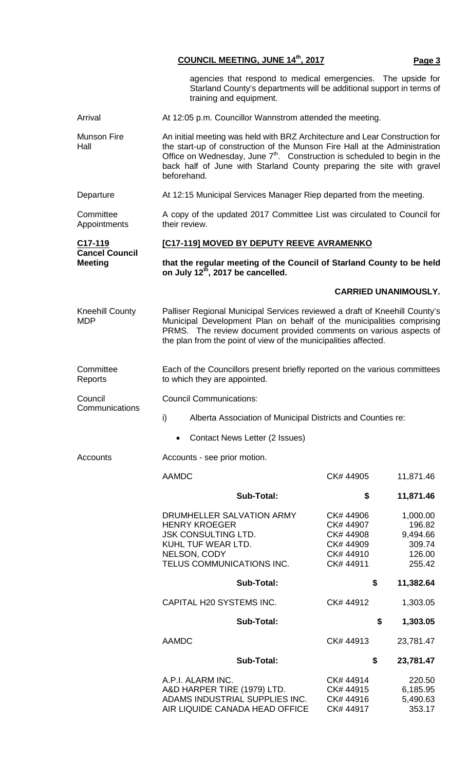agencies that respond to medical emergencies. The upside for Starland County's departments will be additional support in terms of training and equipment.

**Arrival** — At 12:05 p.m. Councillor Wannstrom attended the meeting.

**Munson Fire Hall** — An initial meeting was held with BRZ Architecture and Lear Construction for the start-up of construction of the Munson Fire Hall at the Administration Office on Wednesday, June 7th. Construction is scheduled to begin in the back half of June with Starland County preparing the site with gravel beforehand.

**Departure** — At 12:15 Municipal Services Manager Riep departed from the meeting.

**Committee Appointments** — A copy of the updated 2017 Committee List was circulated to Council for their review.

**C17-119 Cancel Council Meeting**

**[C17-119] MOVED BY DEPUTY REEVE AVRAMENKO**

**that the regular meeting of the Council of Starland County to be held on July 12th, 2017 be cancelled.**

**CARRIED UNANIMOUSLY.**

**Kneehill County MDP** — Palliser Regional Municipal Services reviewed a draft of Kneehill County's Municipal Development Plan on behalf of the municipalities comprising PRMS. The review document provided comments on various aspects of the plan from the point of view of the municipalities affected.

**Committee Reports** — Each of the Councillors present briefly reported on the various committees to which they are appointed.

**Council Communications** — Council Communications:

i) Alberta Association of Municipal Districts and Counties re:

- Contact News Letter (2 Issues)

**Accounts** — Accounts - see prior motion.

| | | |
|---|---|---|
| AAMDC | CK# 44905 | 11,871.46 |
| **Sub-Total:** | **$** | **11,871.46** |
| DRUMHELLER SALVATION ARMY | CK# 44906 | 1,000.00 |
| HENRY KROEGER | CK# 44907 | 196.82 |
| JSK CONSULTING LTD. | CK# 44908 | 9,494.66 |
| KUHL TUF WEAR LTD. | CK# 44909 | 309.74 |
| NELSON, CODY | CK# 44910 | 126.00 |
| TELUS COMMUNICATIONS INC. | CK# 44911 | 255.42 |
| **Sub-Total:** | **$** | **11,382.64** |
| CAPITAL H20 SYSTEMS INC. | CK# 44912 | 1,303.05 |
| **Sub-Total:** | **$** | **1,303.05** |
| AAMDC | CK# 44913 | 23,781.47 |
| **Sub-Total:** | **$** | **23,781.47** |
| A.P.I. ALARM INC. | CK# 44914 | 220.50 |
| A&D HARPER TIRE (1979) LTD. | CK# 44915 | 6,185.95 |
| ADAMS INDUSTRIAL SUPPLIES INC. | CK# 44916 | 5,490.63 |
| AIR LIQUIDE CANADA HEAD OFFICE | CK# 44917 | 353.17 |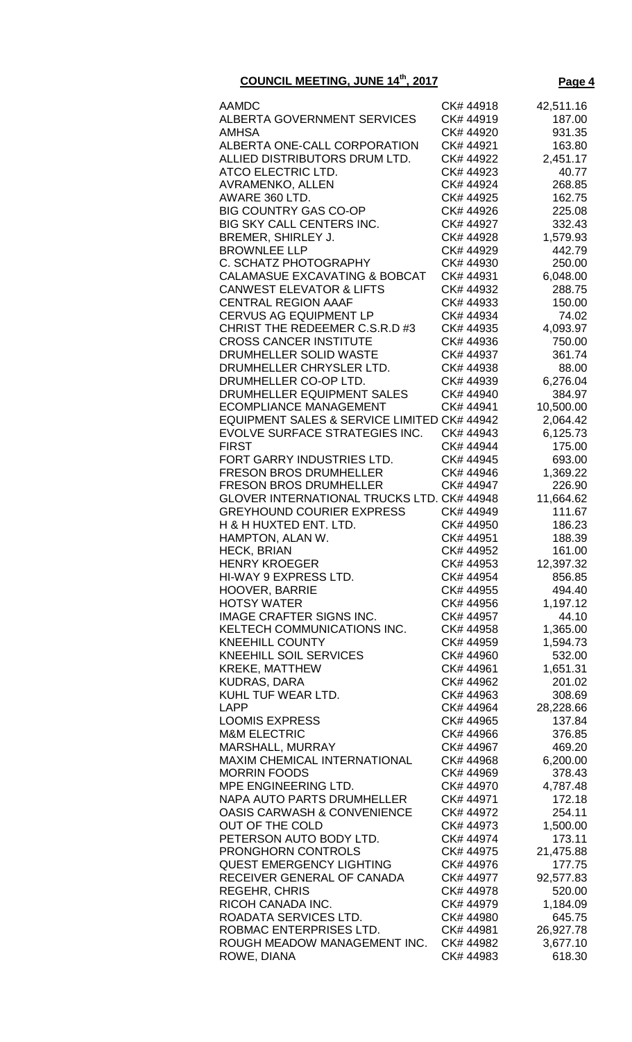**COUNCIL MEETING, JUNE 14th, 2017**

| | | |
|---|---|---|
| AAMDC | CK# 44918 | 42,511.16 |
| ALBERTA GOVERNMENT SERVICES | CK# 44919 | 187.00 |
| AMHSA | CK# 44920 | 931.35 |
| ALBERTA ONE-CALL CORPORATION | CK# 44921 | 163.80 |
| ALLIED DISTRIBUTORS DRUM LTD. | CK# 44922 | 2,451.17 |
| ATCO ELECTRIC LTD. | CK# 44923 | 40.77 |
| AVRAMENKO, ALLEN | CK# 44924 | 268.85 |
| AWARE 360 LTD. | CK# 44925 | 162.75 |
| BIG COUNTRY GAS CO-OP | CK# 44926 | 225.08 |
| BIG SKY CALL CENTERS INC. | CK# 44927 | 332.43 |
| BREMER, SHIRLEY J. | CK# 44928 | 1,579.93 |
| BROWNLEE LLP | CK# 44929 | 442.79 |
| C. SCHATZ PHOTOGRAPHY | CK# 44930 | 250.00 |
| CALAMASUE EXCAVATING & BOBCAT | CK# 44931 | 6,048.00 |
| CANWEST ELEVATOR & LIFTS | CK# 44932 | 288.75 |
| CENTRAL REGION AAAF | CK# 44933 | 150.00 |
| CERVUS AG EQUIPMENT LP | CK# 44934 | 74.02 |
| CHRIST THE REDEEMER C.S.R.D #3 | CK# 44935 | 4,093.97 |
| CROSS CANCER INSTITUTE | CK# 44936 | 750.00 |
| DRUMHELLER SOLID WASTE | CK# 44937 | 361.74 |
| DRUMHELLER CHRYSLER LTD. | CK# 44938 | 88.00 |
| DRUMHELLER CO-OP LTD. | CK# 44939 | 6,276.04 |
| DRUMHELLER EQUIPMENT SALES | CK# 44940 | 384.97 |
| ECOMPLIANCE MANAGEMENT | CK# 44941 | 10,500.00 |
| EQUIPMENT SALES & SERVICE LIMITED | CK# 44942 | 2,064.42 |
| EVOLVE SURFACE STRATEGIES INC. | CK# 44943 | 6,125.73 |
| FIRST | CK# 44944 | 175.00 |
| FORT GARRY INDUSTRIES LTD. | CK# 44945 | 693.00 |
| FRESON BROS DRUMHELLER | CK# 44946 | 1,369.22 |
| FRESON BROS DRUMHELLER | CK# 44947 | 226.90 |
| GLOVER INTERNATIONAL TRUCKS LTD. | CK# 44948 | 11,664.62 |
| GREYHOUND COURIER EXPRESS | CK# 44949 | 111.67 |
| H & H HUXTED ENT. LTD. | CK# 44950 | 186.23 |
| HAMPTON, ALAN W. | CK# 44951 | 188.39 |
| HECK, BRIAN | CK# 44952 | 161.00 |
| HENRY KROEGER | CK# 44953 | 12,397.32 |
| HI-WAY 9 EXPRESS LTD. | CK# 44954 | 856.85 |
| HOOVER, BARRIE | CK# 44955 | 494.40 |
| HOTSY WATER | CK# 44956 | 1,197.12 |
| IMAGE CRAFTER SIGNS INC. | CK# 44957 | 44.10 |
| KELTECH COMMUNICATIONS INC. | CK# 44958 | 1,365.00 |
| KNEEHILL COUNTY | CK# 44959 | 1,594.73 |
| KNEEHILL SOIL SERVICES | CK# 44960 | 532.00 |
| KREKE, MATTHEW | CK# 44961 | 1,651.31 |
| KUDRAS, DARA | CK# 44962 | 201.02 |
| KUHL TUF WEAR LTD. | CK# 44963 | 308.69 |
| LAPP | CK# 44964 | 28,228.66 |
| LOOMIS EXPRESS | CK# 44965 | 137.84 |
| M&M ELECTRIC | CK# 44966 | 376.85 |
| MARSHALL, MURRAY | CK# 44967 | 469.20 |
| MAXIM CHEMICAL INTERNATIONAL | CK# 44968 | 6,200.00 |
| MORRIN FOODS | CK# 44969 | 378.43 |
| MPE ENGINEERING LTD. | CK# 44970 | 4,787.48 |
| NAPA AUTO PARTS DRUMHELLER | CK# 44971 | 172.18 |
| OASIS CARWASH & CONVENIENCE | CK# 44972 | 254.11 |
| OUT OF THE COLD | CK# 44973 | 1,500.00 |
| PETERSON AUTO BODY LTD. | CK# 44974 | 173.11 |
| PRONGHORN CONTROLS | CK# 44975 | 21,475.88 |
| QUEST EMERGENCY LIGHTING | CK# 44976 | 177.75 |
| RECEIVER GENERAL OF CANADA | CK# 44977 | 92,577.83 |
| REGEHR, CHRIS | CK# 44978 | 520.00 |
| RICOH CANADA INC. | CK# 44979 | 1,184.09 |
| ROADATA SERVICES LTD. | CK# 44980 | 645.75 |
| ROBMAC ENTERPRISES LTD. | CK# 44981 | 26,927.78 |
| ROUGH MEADOW MANAGEMENT INC. | CK# 44982 | 3,677.10 |
| ROWE, DIANA | CK# 44983 | 618.30 |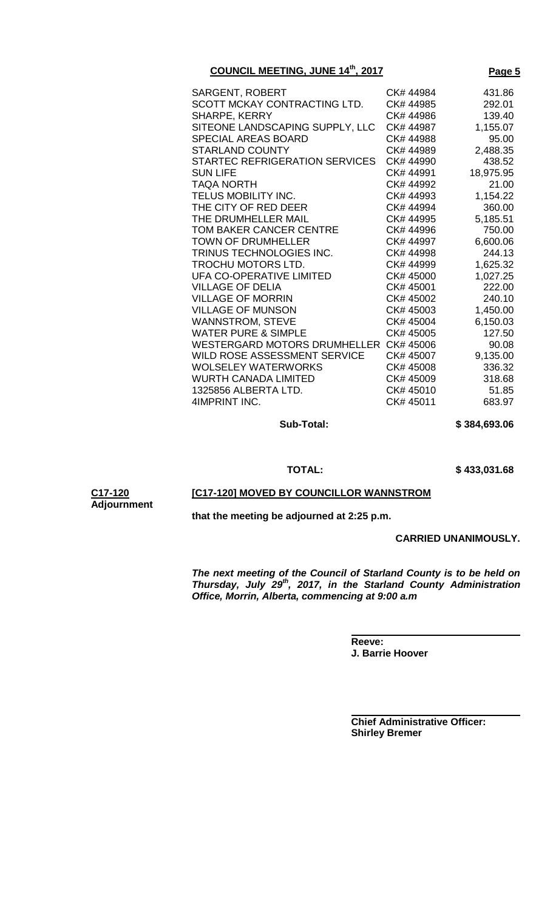| | | |
|---|---|---|
| SARGENT, ROBERT | CK# 44984 | 431.86 |
| SCOTT MCKAY CONTRACTING LTD. | CK# 44985 | 292.01 |
| SHARPE, KERRY | CK# 44986 | 139.40 |
| SITEONE LANDSCAPING SUPPLY, LLC | CK# 44987 | 1,155.07 |
| SPECIAL AREAS BOARD | CK# 44988 | 95.00 |
| STARLAND COUNTY | CK# 44989 | 2,488.35 |
| STARTEC REFRIGERATION SERVICES | CK# 44990 | 438.52 |
| SUN LIFE | CK# 44991 | 18,975.95 |
| TAQA NORTH | CK# 44992 | 21.00 |
| TELUS MOBILITY INC. | CK# 44993 | 1,154.22 |
| THE CITY OF RED DEER | CK# 44994 | 360.00 |
| THE DRUMHELLER MAIL | CK# 44995 | 5,185.51 |
| TOM BAKER CANCER CENTRE | CK# 44996 | 750.00 |
| TOWN OF DRUMHELLER | CK# 44997 | 6,600.06 |
| TRINUS TECHNOLOGIES INC. | CK# 44998 | 244.13 |
| TROCHU MOTORS LTD. | CK# 44999 | 1,625.32 |
| UFA CO-OPERATIVE LIMITED | CK# 45000 | 1,027.25 |
| VILLAGE OF DELIA | CK# 45001 | 222.00 |
| VILLAGE OF MORRIN | CK# 45002 | 240.10 |
| VILLAGE OF MUNSON | CK# 45003 | 1,450.00 |
| WANNSTROM, STEVE | CK# 45004 | 6,150.03 |
| WATER PURE & SIMPLE | CK# 45005 | 127.50 |
| WESTERGARD MOTORS DRUMHELLER | CK# 45006 | 90.08 |
| WILD ROSE ASSESSMENT SERVICE | CK# 45007 | 9,135.00 |
| WOLSELEY WATERWORKS | CK# 45008 | 336.32 |
| WURTH CANADA LIMITED | CK# 45009 | 318.68 |
| 1325856 ALBERTA LTD. | CK# 45010 | 51.85 |
| 4IMPRINT INC. | CK# 45011 | 683.97 |
| **Sub-Total:** | | **$ 384,693.06** |
| **TOTAL:** | | **$ 433,031.68** |

**C17-120 Adjournment**

**[C17-120] MOVED BY COUNCILLOR WANNSTROM**

**that the meeting be adjourned at 2:25 p.m.**

**CARRIED UNANIMOUSLY.**

***The next meeting of the Council of Starland County is to be held on Thursday, July 29th, 2017, in the Starland County Administration Office, Morrin, Alberta, commencing at 9:00 a.m***

**Reeve:**
**J. Barrie Hoover**

**Chief Administrative Officer:**
**Shirley Bremer**